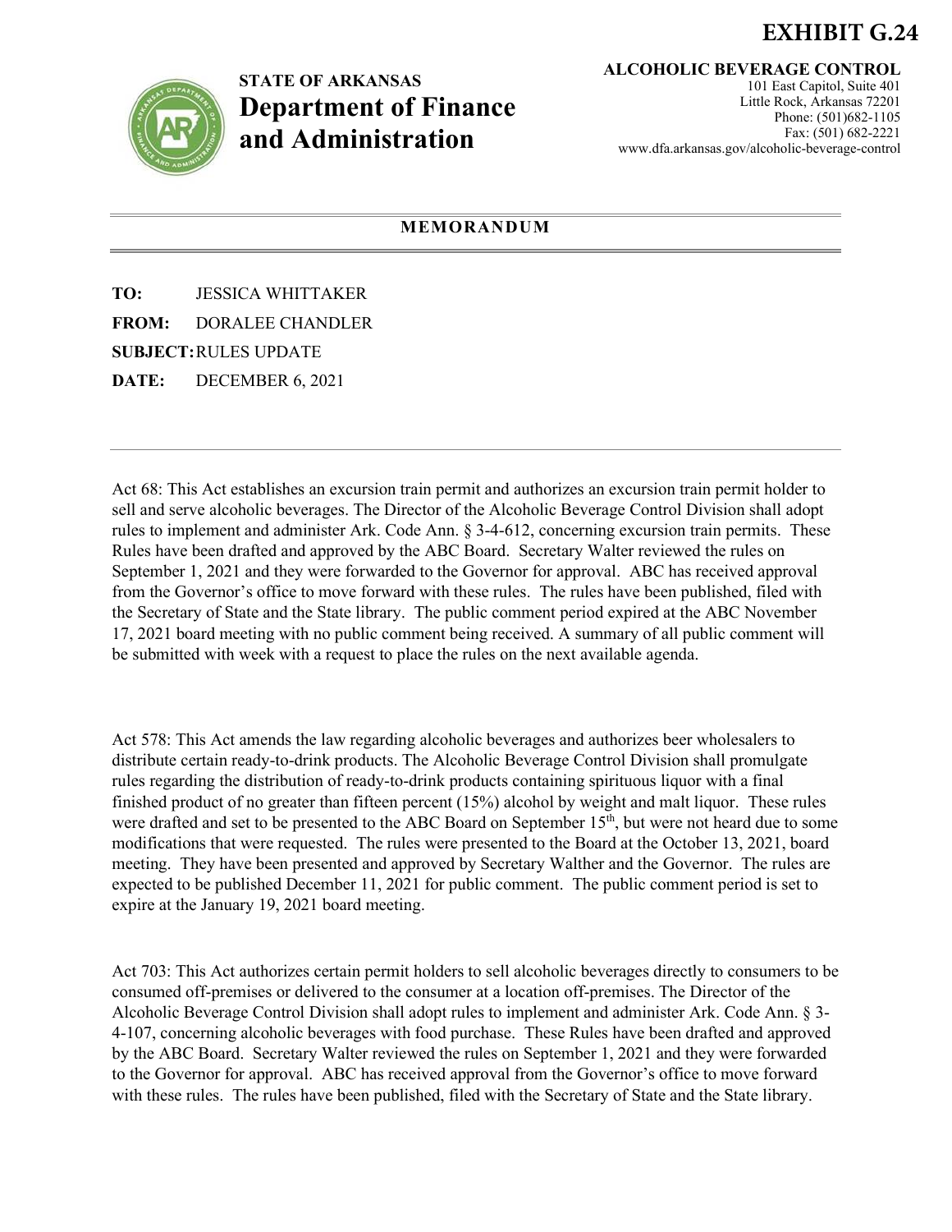**EXHIBIT G.24**

**STATE OF ARKANSAS**
# Department of Finance and Administration

**ALCOHOLIC BEVERAGE CONTROL**
101 East Capitol, Suite 401
Little Rock, Arkansas 72201
Phone: (501)682-1105
Fax: (501) 682-2221
www.dfa.arkansas.gov/alcoholic-beverage-control

---

## MEMORANDUM

---

**TO:** JESSICA WHITTAKER

**FROM:** DORALEE CHANDLER

**SUBJECT:** RULES UPDATE

**DATE:** DECEMBER 6, 2021

---

Act 68: This Act establishes an excursion train permit and authorizes an excursion train permit holder to sell and serve alcoholic beverages. The Director of the Alcoholic Beverage Control Division shall adopt rules to implement and administer Ark. Code Ann. § 3-4-612, concerning excursion train permits. These Rules have been drafted and approved by the ABC Board. Secretary Walter reviewed the rules on September 1, 2021 and they were forwarded to the Governor for approval. ABC has received approval from the Governor's office to move forward with these rules. The rules have been published, filed with the Secretary of State and the State library. The public comment period expired at the ABC November 17, 2021 board meeting with no public comment being received. A summary of all public comment will be submitted with week with a request to place the rules on the next available agenda.

Act 578: This Act amends the law regarding alcoholic beverages and authorizes beer wholesalers to distribute certain ready-to-drink products. The Alcoholic Beverage Control Division shall promulgate rules regarding the distribution of ready-to-drink products containing spirituous liquor with a final finished product of no greater than fifteen percent (15%) alcohol by weight and malt liquor. These rules were drafted and set to be presented to the ABC Board on September 15th, but were not heard due to some modifications that were requested. The rules were presented to the Board at the October 13, 2021, board meeting. They have been presented and approved by Secretary Walther and the Governor. The rules are expected to be published December 11, 2021 for public comment. The public comment period is set to expire at the January 19, 2021 board meeting.

Act 703: This Act authorizes certain permit holders to sell alcoholic beverages directly to consumers to be consumed off-premises or delivered to the consumer at a location off-premises. The Director of the Alcoholic Beverage Control Division shall adopt rules to implement and administer Ark. Code Ann. § 3-4-107, concerning alcoholic beverages with food purchase. These Rules have been drafted and approved by the ABC Board. Secretary Walter reviewed the rules on September 1, 2021 and they were forwarded to the Governor for approval. ABC has received approval from the Governor's office to move forward with these rules. The rules have been published, filed with the Secretary of State and the State library.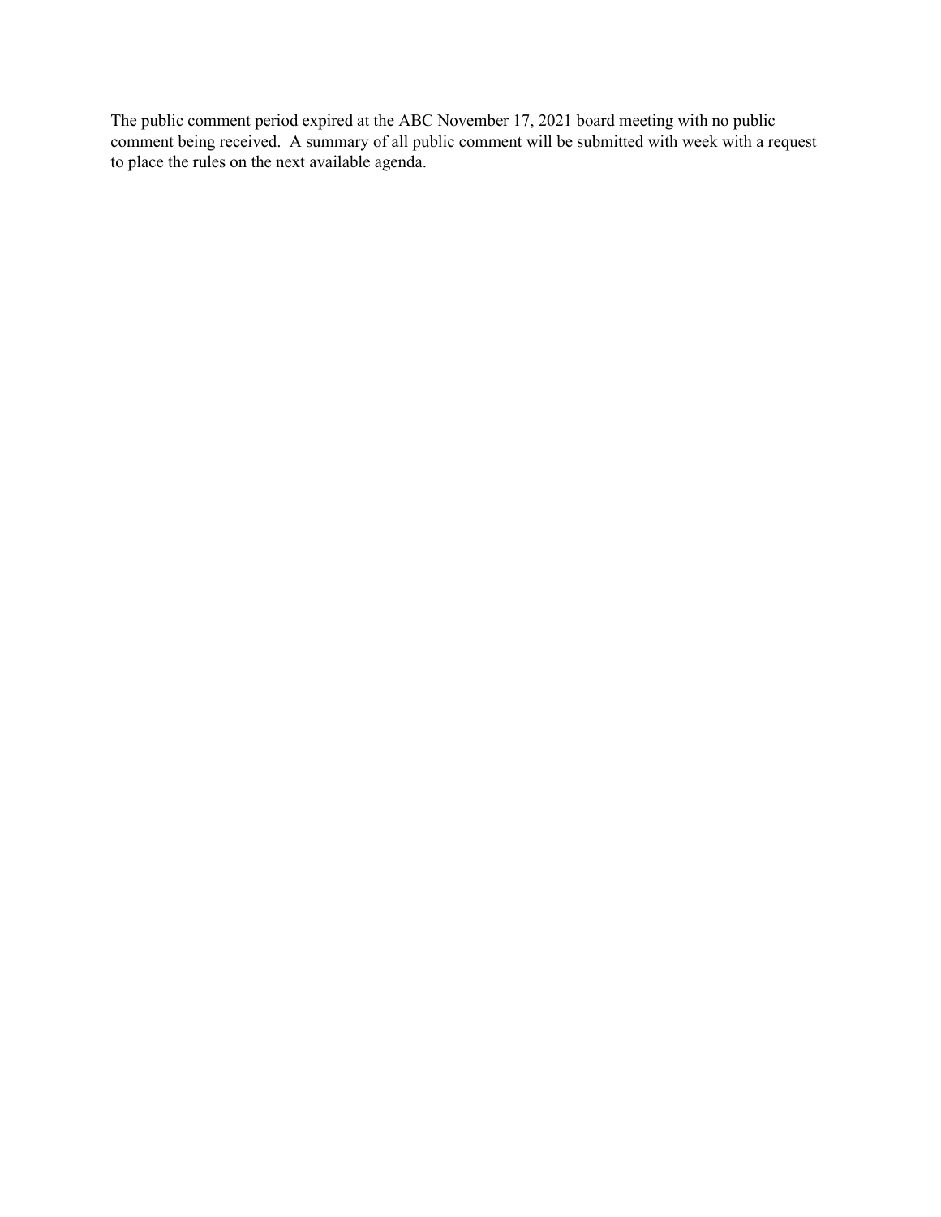The public comment period expired at the ABC November 17, 2021 board meeting with no public comment being received. A summary of all public comment will be submitted with week with a request to place the rules on the next available agenda.